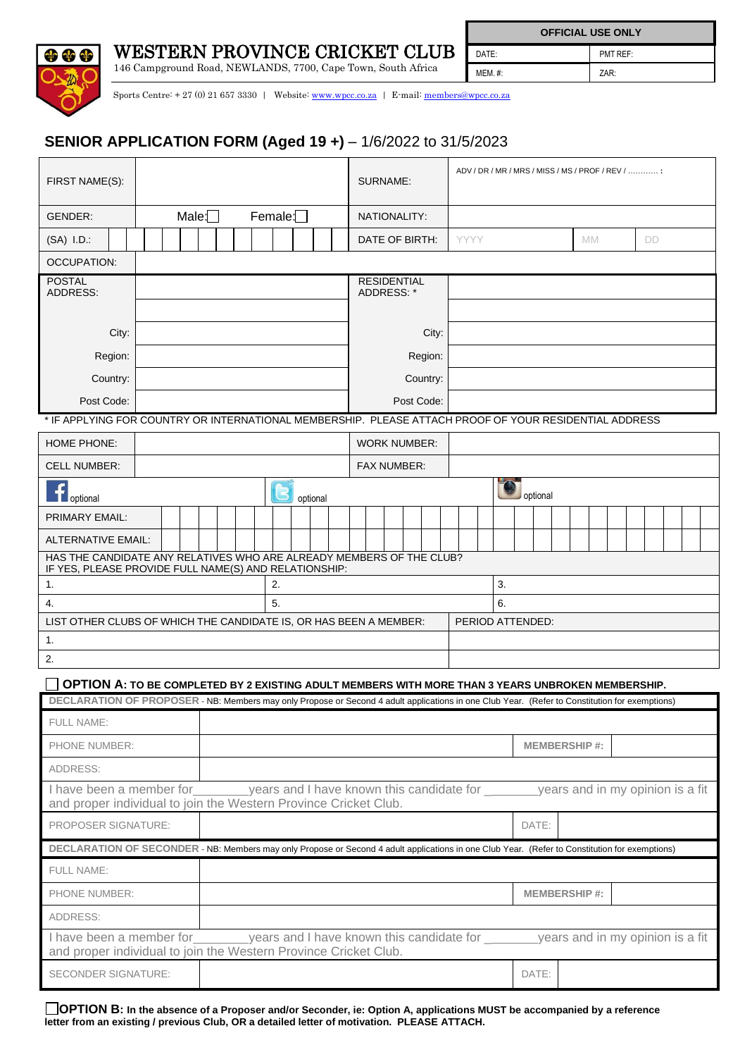# WESTERN PROVINCE CRICKET CLUB

146 Campground Road, NEWLANDS, 7700, Cape Town, South Africa

Sports Centre: + 27 (0) 21 657 3330 | Website: www.wpcc.co.za | E-mail: members@wpcc.co.za

| OFFICIAL USE ONLY | |
|---|---|
| DATE: | PMT REF: |
| MEM. #: | ZAR: |

## SENIOR APPLICATION FORM (Aged 19 +) – 1/6/2022 to 31/5/2023

| | | | |
|---|---|---|---|
| FIRST NAME(S): | | SURNAME: | ADV / DR / MR / MRS / MISS / MS / PROF / REV / ............ : |
| GENDER: | Male: ☐ Female: ☐ | NATIONALITY: | |
| (SA) I.D.: | | DATE OF BIRTH: | YYYY MM DD |
| OCCUPATION: | | | |
| POSTAL ADDRESS: | | RESIDENTIAL ADDRESS: * | |
| | | | |
| City: | | City: | |
| Region: | | Region: | |
| Country: | | Country: | |
| Post Code: | | Post Code: | |

\* IF APPLYING FOR COUNTRY OR INTERNATIONAL MEMBERSHIP. PLEASE ATTACH PROOF OF YOUR RESIDENTIAL ADDRESS

| | | | |
|---|---|---|---|
| HOME PHONE: | | WORK NUMBER: | |
| CELL NUMBER: | | FAX NUMBER: | |
| Facebook optional | Twitter optional | Instagram optional | |
| PRIMARY EMAIL: | | | |
| ALTERNATIVE EMAIL: | | | |

| HAS THE CANDIDATE ANY RELATIVES WHO ARE ALREADY MEMBERS OF THE CLUB? IF YES, PLEASE PROVIDE FULL NAME(S) AND RELATIONSHIP: | | |
|---|---|---|
| 1. | 2. | 3. |
| 4. | 5. | 6. |

| LIST OTHER CLUBS OF WHICH THE CANDIDATE IS, OR HAS BEEN A MEMBER: | PERIOD ATTENDED: |
|---|---|
| 1. | |
| 2. | |

☐ **OPTION A: TO BE COMPLETED BY 2 EXISTING ADULT MEMBERS WITH MORE THAN 3 YEARS UNBROKEN MEMBERSHIP.**

| DECLARATION OF PROPOSER - NB: Members may only Propose or Second 4 adult applications in one Club Year. (Refer to Constitution for exemptions) | | | |
|---|---|---|---|
| FULL NAME: | | | |
| PHONE NUMBER: | | MEMBERSHIP #: | |
| ADDRESS: | | | |
| I have been a member for________years and I have known this candidate for _______years and in my opinion is a fit and proper individual to join the Western Province Cricket Club. | | | |
| PROPOSER SIGNATURE: | | DATE: | |

| DECLARATION OF SECONDER - NB: Members may only Propose or Second 4 adult applications in one Club Year. (Refer to Constitution for exemptions) | | | |
|---|---|---|---|
| FULL NAME: | | | |
| PHONE NUMBER: | | MEMBERSHIP #: | |
| ADDRESS: | | | |
| I have been a member for________years and I have known this candidate for _______years and in my opinion is a fit and proper individual to join the Western Province Cricket Club. | | | |
| SECONDER SIGNATURE: | | DATE: | |

☐ **OPTION B: In the absence of a Proposer and/or Seconder, ie: Option A, applications MUST be accompanied by a reference letter from an existing / previous Club, OR a detailed letter of motivation. PLEASE ATTACH.**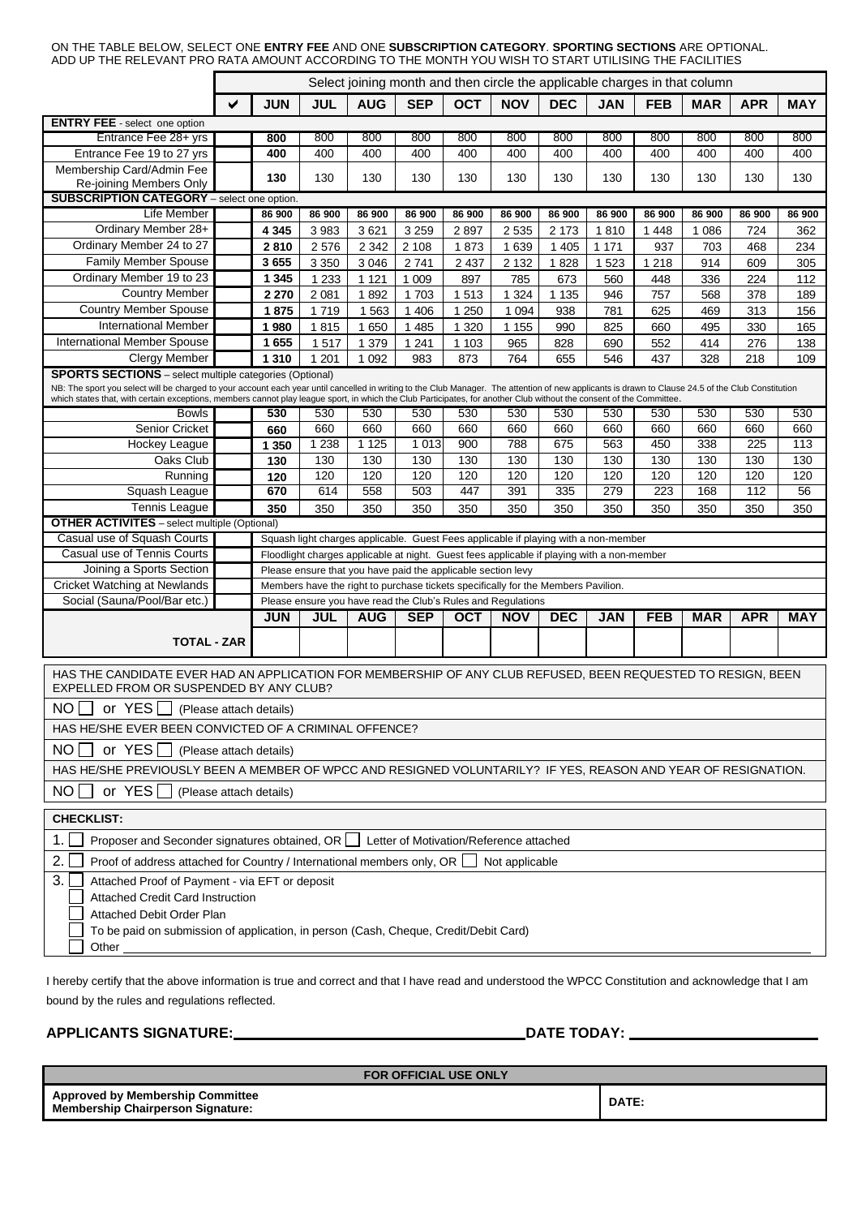ON THE TABLE BELOW, SELECT ONE **ENTRY FEE** AND ONE **SUBSCRIPTION CATEGORY**. **SPORTING SECTIONS** ARE OPTIONAL.
ADD UP THE RELEVANT PRO RATA AMOUNT ACCORDING TO THE MONTH YOU WISH TO START UTILISING THE FACILITIES

| | | Select joining month and then circle the applicable charges in that column | | | | | | | | | | | |
|---|---|---|---|---|---|---|---|---|---|---|---|---|---|
| | ✔ | **JUN** | **JUL** | **AUG** | **SEP** | **OCT** | **NOV** | **DEC** | **JAN** | **FEB** | **MAR** | **APR** | **MAY** |
| **ENTRY FEE** - select one option | | | | | | | | | | | | | |
| Entrance Fee 28+ yrs | | **800** | 800 | 800 | 800 | 800 | 800 | 800 | 800 | 800 | 800 | 800 | 800 |
| Entrance Fee 19 to 27 yrs | | **400** | 400 | 400 | 400 | 400 | 400 | 400 | 400 | 400 | 400 | 400 | 400 |
| Membership Card/Admin Fee Re-joining Members Only | | **130** | 130 | 130 | 130 | 130 | 130 | 130 | 130 | 130 | 130 | 130 | 130 |
| **SUBSCRIPTION CATEGORY** – select one option. | | | | | | | | | | | | | |
| Life Member | | **86 900** | **86 900** | **86 900** | **86 900** | **86 900** | **86 900** | **86 900** | **86 900** | **86 900** | **86 900** | **86 900** | **86 900** |
| Ordinary Member 28+ | | **4 345** | 3 983 | 3 621 | 3 259 | 2 897 | 2 535 | 2 173 | 1 810 | 1 448 | 1 086 | 724 | 362 |
| Ordinary Member 24 to 27 | | **2 810** | 2 576 | 2 342 | 2 108 | 1 873 | 1 639 | 1 405 | 1 171 | 937 | 703 | 468 | 234 |
| Family Member Spouse | | **3 655** | 3 350 | 3 046 | 2 741 | 2 437 | 2 132 | 1 828 | 1 523 | 1 218 | 914 | 609 | 305 |
| Ordinary Member 19 to 23 | | **1 345** | 1 233 | 1 121 | 1 009 | 897 | 785 | 673 | 560 | 448 | 336 | 224 | 112 |
| Country Member | | **2 270** | 2 081 | 1 892 | 1 703 | 1 513 | 1 324 | 1 135 | 946 | 757 | 568 | 378 | 189 |
| Country Member Spouse | | **1 875** | 1 719 | 1 563 | 1 406 | 1 250 | 1 094 | 938 | 781 | 625 | 469 | 313 | 156 |
| International Member | | **1 980** | 1 815 | 1 650 | 1 485 | 1 320 | 1 155 | 990 | 825 | 660 | 495 | 330 | 165 |
| International Member Spouse | | **1 655** | 1 517 | 1 379 | 1 241 | 1 103 | 965 | 828 | 690 | 552 | 414 | 276 | 138 |
| Clergy Member | | **1 310** | 1 201 | 1 092 | 983 | 873 | 764 | 655 | 546 | 437 | 328 | 218 | 109 |
| **SPORTS SECTIONS** – select multiple categories (Optional) NB: The sport you select will be charged to your account each year until cancelled in writing to the Club Manager. The attention of new applicants is drawn to Clause 24.5 of the Club Constitution which states that, with certain exceptions, members cannot play league sport, in which the Club Participates, for another Club without the consent of the Committee. | | | | | | | | | | | | | |
| Bowls | | **530** | 530 | 530 | 530 | 530 | 530 | 530 | 530 | 530 | 530 | 530 | 530 |
| Senior Cricket | | **660** | 660 | 660 | 660 | 660 | 660 | 660 | 660 | 660 | 660 | 660 | 660 |
| Hockey League | | **1 350** | 1 238 | 1 125 | 1 013 | 900 | 788 | 675 | 563 | 450 | 338 | 225 | 113 |
| Oaks Club | | **130** | 130 | 130 | 130 | 130 | 130 | 130 | 130 | 130 | 130 | 130 | 130 |
| Running | | **120** | 120 | 120 | 120 | 120 | 120 | 120 | 120 | 120 | 120 | 120 | 120 |
| Squash League | | **670** | 614 | 558 | 503 | 447 | 391 | 335 | 279 | 223 | 168 | 112 | 56 |
| Tennis League | | **350** | 350 | 350 | 350 | 350 | 350 | 350 | 350 | 350 | 350 | 350 | 350 |
| **OTHER ACTIVITES** – select multiple (Optional) | | | | | | | | | | | | | |
| Casual use of Squash Courts | | Squash light charges applicable. Guest Fees applicable if playing with a non-member | | | | | | | | | | | |
| Casual use of Tennis Courts | | Floodlight charges applicable at night. Guest fees applicable if playing with a non-member | | | | | | | | | | | |
| Joining a Sports Section | | Please ensure that you have paid the applicable section levy | | | | | | | | | | | |
| Cricket Watching at Newlands | | Members have the right to purchase tickets specifically for the Members Pavilion. | | | | | | | | | | | |
| Social (Sauna/Pool/Bar etc.) | | Please ensure you have read the Club's Rules and Regulations | | | | | | | | | | | |
| | | **JUN** | **JUL** | **AUG** | **SEP** | **OCT** | **NOV** | **DEC** | **JAN** | **FEB** | **MAR** | **APR** | **MAY** |
| **TOTAL - ZAR** | | | | | | | | | | | | | |

HAS THE CANDIDATE EVER HAD AN APPLICATION FOR MEMBERSHIP OF ANY CLUB REFUSED, BEEN REQUESTED TO RESIGN, BEEN EXPELLED FROM OR SUSPENDED BY ANY CLUB?

NO ☐ or YES ☐ (Please attach details)

HAS HE/SHE EVER BEEN CONVICTED OF A CRIMINAL OFFENCE?

NO ☐ or YES ☐ (Please attach details)

HAS HE/SHE PREVIOUSLY BEEN A MEMBER OF WPCC AND RESIGNED VOLUNTARILY? IF YES, REASON AND YEAR OF RESIGNATION.

NO ☐ or YES ☐ (Please attach details)

**CHECKLIST:**

1. ☐ Proposer and Seconder signatures obtained, OR ☐ Letter of Motivation/Reference attached
2. ☐ Proof of address attached for Country / International members only, OR ☐ Not applicable
3. ☐ Attached Proof of Payment - via EFT or deposit
   ☐ Attached Credit Card Instruction
   ☐ Attached Debit Order Plan
   ☐ To be paid on submission of application, in person (Cash, Cheque, Credit/Debit Card)
   ☐ Other ______________________________

I hereby certify that the above information is true and correct and that I have read and understood the WPCC Constitution and acknowledge that I am bound by the rules and regulations reflected.

**APPLICANTS SIGNATURE:** ______________________________ **DATE TODAY:** ____________________

| **FOR OFFICIAL USE ONLY** | |
|---|---|
| **Approved by Membership Committee Membership Chairperson Signature:** | **DATE:** |